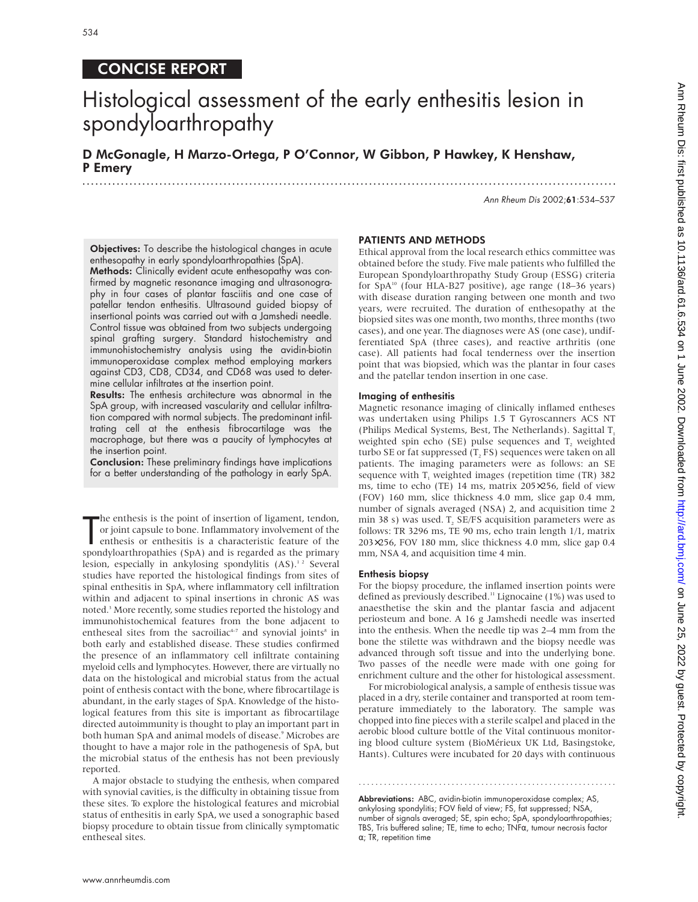CONCISE REPORT

# Histological assessment of the early enthesitis lesion in spondyloarthropathy

**D McGonagle, H Marzo-Ortega, P O'Connor, W Gibbon, P Hawkey, K Henshaw, P Emery**

**Objectives:** To describe the histological changes in acute enthesopathy in early spondyloarthropathies (SpA).

**Methods:** Clinically evident acute enthesopathy was confirmed by magnetic resonance imaging and ultrasonography in four cases of plantar fasciitis and one case of patellar tendon enthesitis. Ultrasound guided biopsy of insertional points was carried out with a Jamshedi needle. Control tissue was obtained from two subjects undergoing spinal grafting surgery. Standard histochemistry and immunohistochemistry analysis using the avidin-biotin immunoperoxidase complex method employing markers against CD3, CD8, CD34, and CD68 was used to determine cellular infiltrates at the insertion point.

**Results:** The enthesis architecture was abnormal in the SpA group, with increased vascularity and cellular infiltration compared with normal subjects. The predominant infiltrating cell at the enthesis fibrocartilage was the macrophage, but there was a paucity of lymphocytes at the insertion point.

**Conclusion:** These preliminary findings have implications for a better understanding of the pathology in early SpA.

The enthesis is the point of insertion of ligament, tendon, or joint capsule to bone. Inflammatory involvement of the enthesis or enthesitis is a characteristic feature of the spondyloarthropathies (SpA) and is regarded as the primary lesion, especially in ankylosing spondylitis (AS).[1,2] Several studies have reported the histological findings from sites of spinal enthesitis in SpA, where inflammatory cell infiltration within and adjacent to spinal insertions in chronic AS was noted.[3] More recently, some studies reported the histology and immunohistochemical features from the bone adjacent to entheseal sites from the sacroiliac[4-7] and synovial joints[8] in both early and established disease. These studies confirmed the presence of an inflammatory cell infiltrate containing myeloid cells and lymphocytes. However, there are virtually no data on the histological and microbial status from the actual point of enthesis contact with the bone, where fibrocartilage is abundant, in the early stages of SpA. Knowledge of the histological features from this site is important as fibrocartilage directed autoimmunity is thought to play an important part in both human SpA and animal models of disease.[9] Microbes are thought to have a major role in the pathogenesis of SpA, but the microbial status of the enthesis has not been previously reported.

A major obstacle to studying the enthesis, when compared with synovial cavities, is the difficulty in obtaining tissue from these sites. To explore the histological features and microbial status of enthesitis in early SpA, we used a sonographic based biopsy procedure to obtain tissue from clinically symptomatic entheseal sites.

## PATIENTS AND METHODS

Ethical approval from the local research ethics committee was obtained before the study. Five male patients who fulfilled the European Spondyloarthropathy Study Group (ESSG) criteria for SpA[10] (four HLA-B27 positive), age range (18–36 years) with disease duration ranging between one month and two years, were recruited. The duration of enthesopathy at the biopsied sites was one month, two months, three months (two cases), and one year. The diagnoses were AS (one case), undifferentiated SpA (three cases), and reactive arthritis (one case). All patients had focal tenderness over the insertion point that was biopsied, which was the plantar in four cases and the patellar tendon insertion in one case.

### Imaging of enthesitis

Magnetic resonance imaging of clinically inflamed entheses was undertaken using Philips 1.5 T Gyroscanners ACS NT (Philips Medical Systems, Best, The Netherlands). Sagittal $T_1$ weighted spin echo (SE) pulse sequences and $T_2$ weighted turbo SE or fat suppressed ($T_2$ FS) sequences were taken on all patients. The imaging parameters were as follows: an SE sequence with $T_1$ weighted images (repetition time (TR) 382 ms, time to echo (TE) 14 ms, matrix 205×256, field of view (FOV) 160 mm, slice thickness 4.0 mm, slice gap 0.4 mm, number of signals averaged (NSA) 2, and acquisition time 2 min 38 s) was used. $T_2$ SE/FS acquisition parameters were as follows: TR 3296 ms, TE 90 ms, echo train length 1/1, matrix 203×256, FOV 180 mm, slice thickness 4.0 mm, slice gap 0.4 mm, NSA 4, and acquisition time 4 min.

### Enthesis biopsy

For the biopsy procedure, the inflamed insertion points were defined as previously described.[11] Lignocaine (1%) was used to anaesthetise the skin and the plantar fascia and adjacent periosteum and bone. A 16 g Jamshedi needle was inserted into the enthesis. When the needle tip was 2–4 mm from the bone the stilette was withdrawn and the biopsy needle was advanced through soft tissue and into the underlying bone. Two passes of the needle were made with one going for enrichment culture and the other for histological assessment.

For microbiological analysis, a sample of enthesis tissue was placed in a dry, sterile container and transported at room temperature immediately to the laboratory. The sample was chopped into fine pieces with a sterile scalpel and placed in the aerobic blood culture bottle of the Vital continuous monitoring blood culture system (BioMérieux UK Ltd, Basingstoke, Hants). Cultures were incubated for 20 days with continuous

**Abbreviations:** ABC, avidin-biotin immunoperoxidase complex; AS, ankylosing spondylitis; FOV field of view; FS, fat suppressed; NSA, number of signals averaged; SE, spin echo; SpA, spondyloarthropathies; TBS, Tris buffered saline; TE, time to echo; TNFα, tumour necrosis factor α; TR, repetition time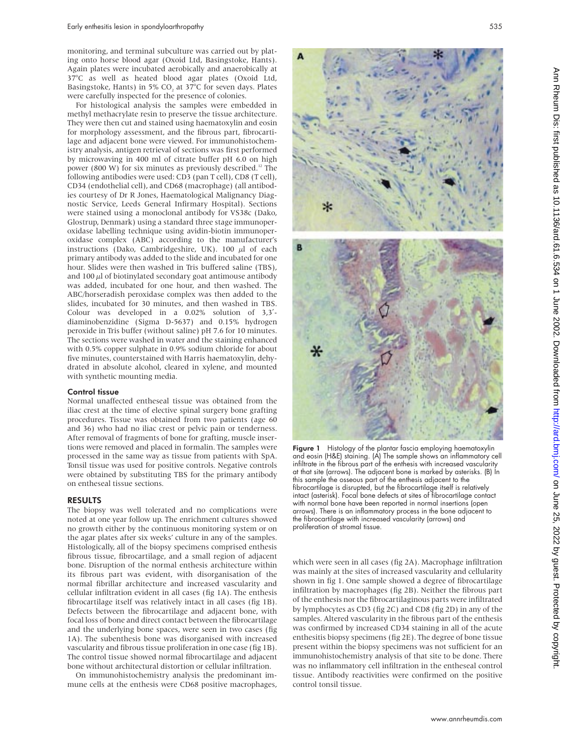monitoring, and terminal subculture was carried out by plating onto horse blood agar (Oxoid Ltd, Basingstoke, Hants). Again plates were incubated aerobically and anaerobically at 37°C as well as heated blood agar plates (Oxoid Ltd, Basingstoke, Hants) in 5% $CO_2$ at 37°C for seven days. Plates were carefully inspected for the presence of colonies.

For histological analysis the samples were embedded in methyl methacrylate resin to preserve the tissue architecture. They were then cut and stained using haematoxylin and eosin for morphology assessment, and the fibrous part, fibrocartilage and adjacent bone were viewed. For immunohistochemistry analysis, antigen retrieval of sections was first performed by microwaving in 400 ml of citrate buffer pH 6.0 on high power (800 W) for six minutes as previously described.[12] The following antibodies were used: CD3 (pan T cell), CD8 (T cell), CD34 (endothelial cell), and CD68 (macrophage) (all antibodies courtesy of Dr R Jones, Haematological Malignancy Diagnostic Service, Leeds General Infirmary Hospital). Sections were stained using a monoclonal antibody for VS38c (Dako, Glostrup, Denmark) using a standard three stage immunoperoxidase labelling technique using avidin-biotin immunoperoxidase complex (ABC) according to the manufacturer's instructions (Dako, Cambridgeshire, UK). 100 µl of each primary antibody was added to the slide and incubated for one hour. Slides were then washed in Tris buffered saline (TBS), and 100 µl of biotinylated secondary goat antimouse antibody was added, incubated for one hour, and then washed. The ABC/horseradish peroxidase complex was then added to the slides, incubated for 30 minutes, and then washed in TBS. Colour was developed in a 0.02% solution of 3,3′-diaminobenzidine (Sigma D-5637) and 0.15% hydrogen peroxide in Tris buffer (without saline) pH 7.6 for 10 minutes. The sections were washed in water and the staining enhanced with 0.5% copper sulphate in 0.9% sodium chloride for about five minutes, counterstained with Harris haematoxylin, dehydrated in absolute alcohol, cleared in xylene, and mounted with synthetic mounting media.

### Control tissue

Normal unaffected entheseal tissue was obtained from the iliac crest at the time of elective spinal surgery bone grafting procedures. Tissue was obtained from two patients (age 60 and 36) who had no iliac crest or pelvic pain or tenderness. After removal of fragments of bone for grafting, muscle insertions were removed and placed in formalin. The samples were processed in the same way as tissue from patients with SpA. Tonsil tissue was used for positive controls. Negative controls were obtained by substituting TBS for the primary antibody on entheseal tissue sections.

## RESULTS

The biopsy was well tolerated and no complications were noted at one year follow up. The enrichment cultures showed no growth either by the continuous monitoring system or on the agar plates after six weeks' culture in any of the samples. Histologically, all of the biopsy specimens comprised enthesis fibrous tissue, fibrocartilage, and a small region of adjacent bone. Disruption of the normal enthesis architecture within its fibrous part was evident, with disorganisation of the normal fibrillar architecture and increased vascularity and cellular infiltration evident in all cases (fig 1A). The enthesis fibrocartilage itself was relatively intact in all cases (fig 1B). Defects between the fibrocartilage and adjacent bone, with focal loss of bone and direct contact between the fibrocartilage and the underlying bone spaces, were seen in two cases (fig 1A). The subenthesis bone was disorganised with increased vascularity and fibrous tissue proliferation in one case (fig 1B). The control tissue showed normal fibrocartilage and adjacent bone without architectural distortion or cellular infiltration.

On immunohistochemistry analysis the predominant immune cells at the enthesis were CD68 positive macrophages, which were seen in all cases (fig 2A). Macrophage infiltration was mainly at the sites of increased vascularity and cellularity shown in fig 1. One sample showed a degree of fibrocartilage infiltration by macrophages (fig 2B). Neither the fibrous part of the enthesis nor the fibrocartilaginous parts were infiltrated by lymphocytes as CD3 (fig 2C) and CD8 (fig 2D) in any of the samples. Altered vascularity in the fibrous part of the enthesis was confirmed by increased CD34 staining in all of the acute enthesitis biopsy specimens (fig 2E). The degree of bone tissue present within the biopsy specimens was not sufficient for an immunohistochemistry analysis of that site to be done. There was no inflammatory cell infiltration in the entheseal control tissue. Antibody reactivities were confirmed on the positive control tonsil tissue.

**Figure 1** Histology of the plantar fascia employing haematoxylin and eosin (H&E) staining. (A) The sample shows an inflammatory cell infiltrate in the fibrous part of the enthesis with increased vascularity at that site (arrows). The adjacent bone is marked by asterisks. (B) In this sample the osseous part of the enthesis adjacent to the fibrocartilage is disrupted, but the fibrocartilage itself is relatively intact (asterisk). Focal bone defects at sites of fibrocartilage contact with normal bone have been reported in normal insertions (open arrows). There is an inflammatory process in the bone adjacent to the fibrocartilage with increased vascularity (arrows) and proliferation of stromal tissue.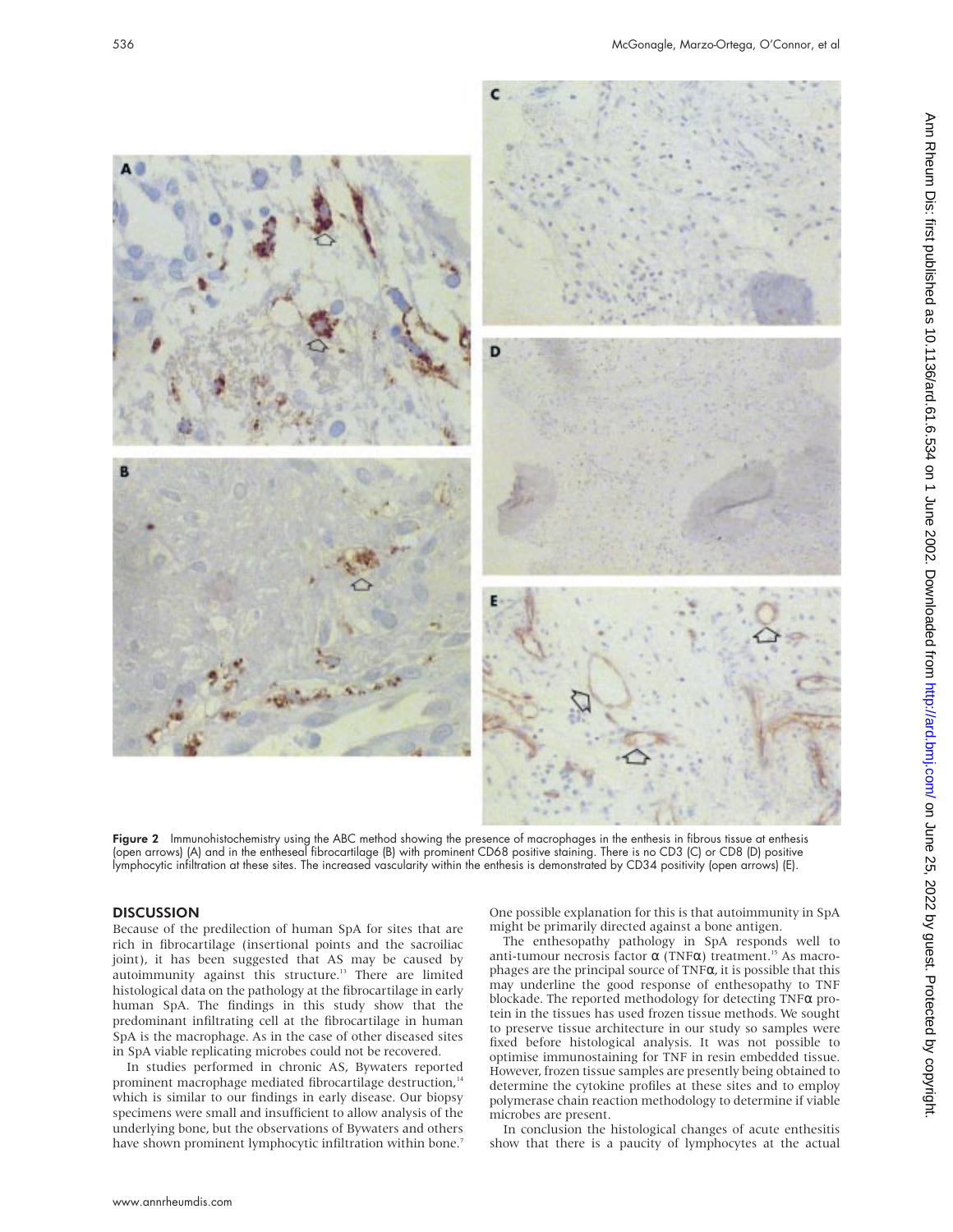**Figure 2** Immunohistochemistry using the ABC method showing the presence of macrophages in the enthesis in fibrous tissue at enthesis (open arrows) (A) and in the entheseal fibrocartilage (B) with prominent CD68 positive staining. There is no CD3 (C) or CD8 (D) positive lymphocytic infiltration at these sites. The increased vascularity within the enthesis is demonstrated by CD34 positivity (open arrows) (E).

## DISCUSSION

Because of the predilection of human SpA for sites that are rich in fibrocartilage (insertional points and the sacroiliac joint), it has been suggested that AS may be caused by autoimmunity against this structure.[13] There are limited histological data on the pathology at the fibrocartilage in early human SpA. The findings in this study show that the predominant infiltrating cell at the fibrocartilage in human SpA is the macrophage. As in the case of other diseased sites in SpA viable replicating microbes could not be recovered.

In studies performed in chronic AS, Bywaters reported prominent macrophage mediated fibrocartilage destruction,[14] which is similar to our findings in early disease. Our biopsy specimens were small and insufficient to allow analysis of the underlying bone, but the observations of Bywaters and others have shown prominent lymphocytic infiltration within bone.[7] One possible explanation for this is that autoimmunity in SpA might be primarily directed against a bone antigen.

The enthesopathy pathology in SpA responds well to anti-tumour necrosis factor α (TNFα) treatment.[15] As macrophages are the principal source of TNFα, it is possible that this may underline the good response of enthesopathy to TNF blockade. The reported methodology for detecting TNFα protein in the tissues has used frozen tissue methods. We sought to preserve tissue architecture in our study so samples were fixed before histological analysis. It was not possible to optimise immunostaining for TNF in resin embedded tissue. However, frozen tissue samples are presently being obtained to determine the cytokine profiles at these sites and to employ polymerase chain reaction methodology to determine if viable microbes are present.

In conclusion the histological changes of acute enthesitis show that there is a paucity of lymphocytes at the actual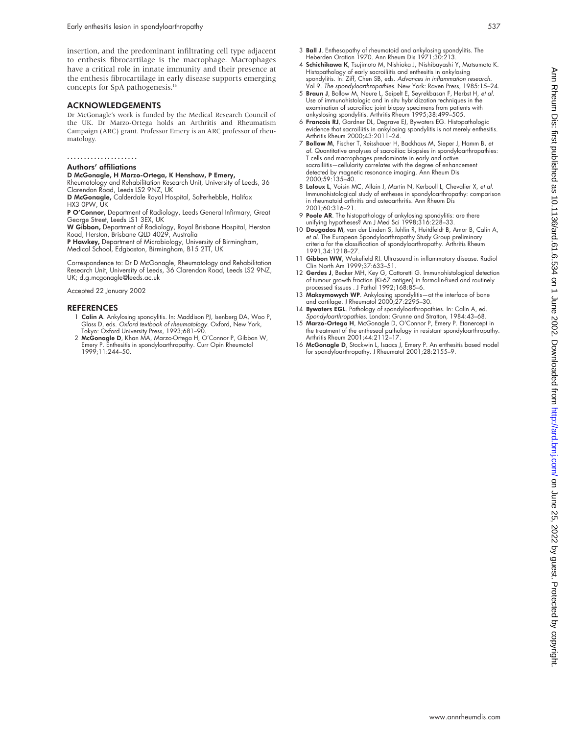insertion, and the predominant infiltrating cell type adjacent to enthesis fibrocartilage is the macrophage. Macrophages have a critical role in innate immunity and their presence at the enthesis fibrocartilage in early disease supports emerging concepts for SpA pathogenesis.[16]

## ACKNOWLEDGEMENTS

Dr McGonagle's work is funded by the Medical Research Council of the UK. Dr Marzo-Ortega holds an Arthritis and Rheumatism Campaign (ARC) grant. Professor Emery is an ARC professor of rheumatology.

### Authors' affiliations

**D McGonagle, H Marzo-Ortega, K Henshaw, P Emery,** Rheumatology and Rehabilitation Research Unit, University of Leeds, 36 Clarendon Road, Leeds LS2 9NZ, UK

**D McGonagle,** Calderdale Royal Hospital, Salterhebble, Halifax HX3 0PW, UK

**P O'Connor,** Department of Radiology, Leeds General Infirmary, Great George Street, Leeds LS1 3EX, UK

**W Gibbon,** Department of Radiology, Royal Brisbane Hospital, Herston Road, Herston, Brisbane QLD 4029, Australia

**P Hawkey,** Department of Microbiology, University of Birmingham, Medical School, Edgbaston, Birmingham, B15 2TT, UK

Correspondence to: Dr D McGonagle, Rheumatology and Rehabilitation Research Unit, University of Leeds, 36 Clarendon Road, Leeds LS2 9NZ, UK; d.g.mcgonagle@leeds.ac.uk

Accepted 22 January 2002

## REFERENCES

1. **Calin A**. Ankylosing spondylitis. In: Maddison PJ, Isenberg DA, Woo P, Glass D, eds. *Oxford textbook of rheumatology*. Oxford, New York, Tokyo: Oxford University Press, 1993;681–90.
2. **McGonagle D**, Khan MA, Marzo-Ortega H, O'Connor P, Gibbon W, Emery P. Enthesitis in spondyloarthropathy. Curr Opin Rheumatol 1999;11:244–50.
3. **Ball J**. Enthesopathy of rheumatoid and ankylosing spondylitis. The Heberden Oration 1970. Ann Rheum Dis 1971;30:213.
4. **Schichikawa K**, Tsujimoto M, Nishioka J, Nishibayashi Y, Matsumoto K. Histopathology of early sacroiliitis and enthesitis in ankylosing spondylitis. In: Ziff, Chen SB, eds. *Advances in inflammation research*. Vol 9. *The spondyloarthropathies*. New York: Raven Press, 1985:15–24.
5. **Braun J**, Bollow M, Neure L, Seipelt E, Seyrekbasan F, Herbst H, *et al*. Use of immunohistologic and in situ hybridization techniques in the examination of sacroiliac joint biopsy specimens from patients with ankylosing spondylitis. Arthritis Rheum 1995;38:499–505.
6. **Francois RJ**, Gardner DL, Degrave EJ, Bywaters EG. Histopathologic evidence that sacroiliitis in ankylosing spondylitis is not merely enthesitis. Arthritis Rheum 2000;43:2011–24.
7. **Bollow M**, Fischer T, Reisshauer H, Backhaus M, Sieper J, Hamm B, *et al*. Quantitative analyses of sacroiliac biopsies in spondyloarthropathies: T cells and macrophages predominate in early and active sacroiliitis—cellularity correlates with the degree of enhancement detected by magnetic resonance imaging. Ann Rheum Dis 2000;59:135–40.
8. **Laloux L**, Voisin MC, Allain J, Martin N, Kerboull L, Chevalier X, *et al*. Immunohistological study of entheses in spondyloarthropathy: comparison in rheumatoid arthritis and osteoarthritis. Ann Rheum Dis 2001;60:316–21.
9. **Poole AR**. The histopathology of ankylosing spondylitis: are there unifying hypotheses? Am J Med Sci 1998;316:228–33.
10. **Dougados M**, van der Linden S, Juhlin R, Huitdfeldt B, Amor B, Calin A, *et al*. The European Spondyloarthropathy Study Group preliminary criteria for the classification of spondyloarthropathy. Arthritis Rheum 1991,34:1218–27.
11. **Gibbon WW**, Wakefield RJ. Ultrasound in inflammatory disease. Radiol Clin North Am 1999;37:633–51.
12. **Gerdes J**, Becker MH, Key G, Cattoretti G. Immunohistological detection of tumour growth fraction (Ki-67 antigen) in formalin-fixed and routinely processed tissues . J Pathol 1992;168:85–6.
13. **Maksymowych WP**. Ankylosing spondylitis—at the interface of bone and cartilage. J Rheumatol 2000;27:2295–30.
14. **Bywaters EGL**. Pathology of spondyloarthropathies. In: Calin A, ed. *Spondyloarthropathies*. London: Grunne and Stratton, 1984:43–68.
15. **Marzo-Ortega H**, McGonagle D, O'Connor P, Emery P. Etanercept in the treatment of the entheseal pathology in resistant spondyloarthropathy. Arthritis Rheum 2001;44:2112–17.
16. **McGonagle D**, Stockwin L, Isaacs J, Emery P. An enthesitis based model for spondyloarthropathy. J Rheumatol 2001;28:2155–9.